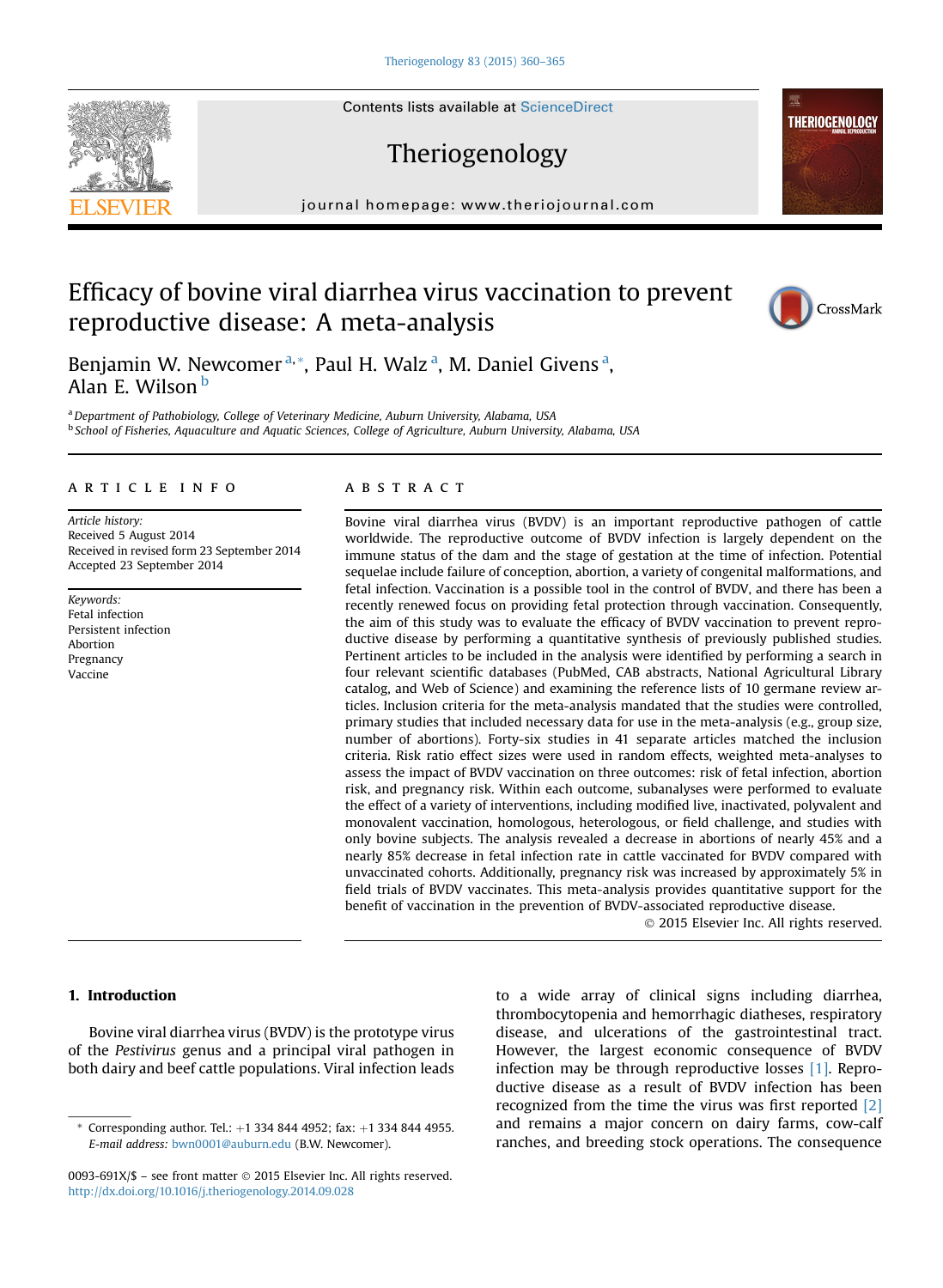# Efficacy of bovine viral diarrhea virus vaccination to prevent reproductive disease: A meta-analysis

Benjamin W. Newcomer [a,*], Paul H. Walz [a], M. Daniel Givens [a], Alan E. Wilson [b]

[a] Department of Pathobiology, College of Veterinary Medicine, Auburn University, Alabama, USA
[b] School of Fisheries, Aquaculture and Aquatic Sciences, College of Agriculture, Auburn University, Alabama, USA

## ARTICLE INFO

*Article history:*
Received 5 August 2014
Received in revised form 23 September 2014
Accepted 23 September 2014

*Keywords:*
Fetal infection
Persistent infection
Abortion
Pregnancy
Vaccine

## ABSTRACT

Bovine viral diarrhea virus (BVDV) is an important reproductive pathogen of cattle worldwide. The reproductive outcome of BVDV infection is largely dependent on the immune status of the dam and the stage of gestation at the time of infection. Potential sequelae include failure of conception, abortion, a variety of congenital malformations, and fetal infection. Vaccination is a possible tool in the control of BVDV, and there has been a recently renewed focus on providing fetal protection through vaccination. Consequently, the aim of this study was to evaluate the efficacy of BVDV vaccination to prevent reproductive disease by performing a quantitative synthesis of previously published studies. Pertinent articles to be included in the analysis were identified by performing a search in four relevant scientific databases (PubMed, CAB abstracts, National Agricultural Library catalog, and Web of Science) and examining the reference lists of 10 germane review articles. Inclusion criteria for the meta-analysis mandated that the studies were controlled, primary studies that included necessary data for use in the meta-analysis (e.g., group size, number of abortions). Forty-six studies in 41 separate articles matched the inclusion criteria. Risk ratio effect sizes were used in random effects, weighted meta-analyses to assess the impact of BVDV vaccination on three outcomes: risk of fetal infection, abortion risk, and pregnancy risk. Within each outcome, subanalyses were performed to evaluate the effect of a variety of interventions, including modified live, inactivated, polyvalent and monovalent vaccination, homologous, heterologous, or field challenge, and studies with only bovine subjects. The analysis revealed a decrease in abortions of nearly 45% and a nearly 85% decrease in fetal infection rate in cattle vaccinated for BVDV compared with unvaccinated cohorts. Additionally, pregnancy risk was increased by approximately 5% in field trials of BVDV vaccinates. This meta-analysis provides quantitative support for the benefit of vaccination in the prevention of BVDV-associated reproductive disease.

© 2015 Elsevier Inc. All rights reserved.

## 1. Introduction

Bovine viral diarrhea virus (BVDV) is the prototype virus of the *Pestivirus* genus and a principal viral pathogen in both dairy and beef cattle populations. Viral infection leads to a wide array of clinical signs including diarrhea, thrombocytopenia and hemorrhagic diatheses, respiratory disease, and ulcerations of the gastrointestinal tract. However, the largest economic consequence of BVDV infection may be through reproductive losses [1]. Reproductive disease as a result of BVDV infection has been recognized from the time the virus was first reported [2] and remains a major concern on dairy farms, cow-calf ranches, and breeding stock operations. The consequence

---

* Corresponding author. Tel.: +1 334 844 4952; fax: +1 334 844 4955.
*E-mail address:* bwn0001@auburn.edu (B.W. Newcomer).

0093-691X/$ – see front matter © 2015 Elsevier Inc. All rights reserved.
http://dx.doi.org/10.1016/j.theriogenology.2014.09.028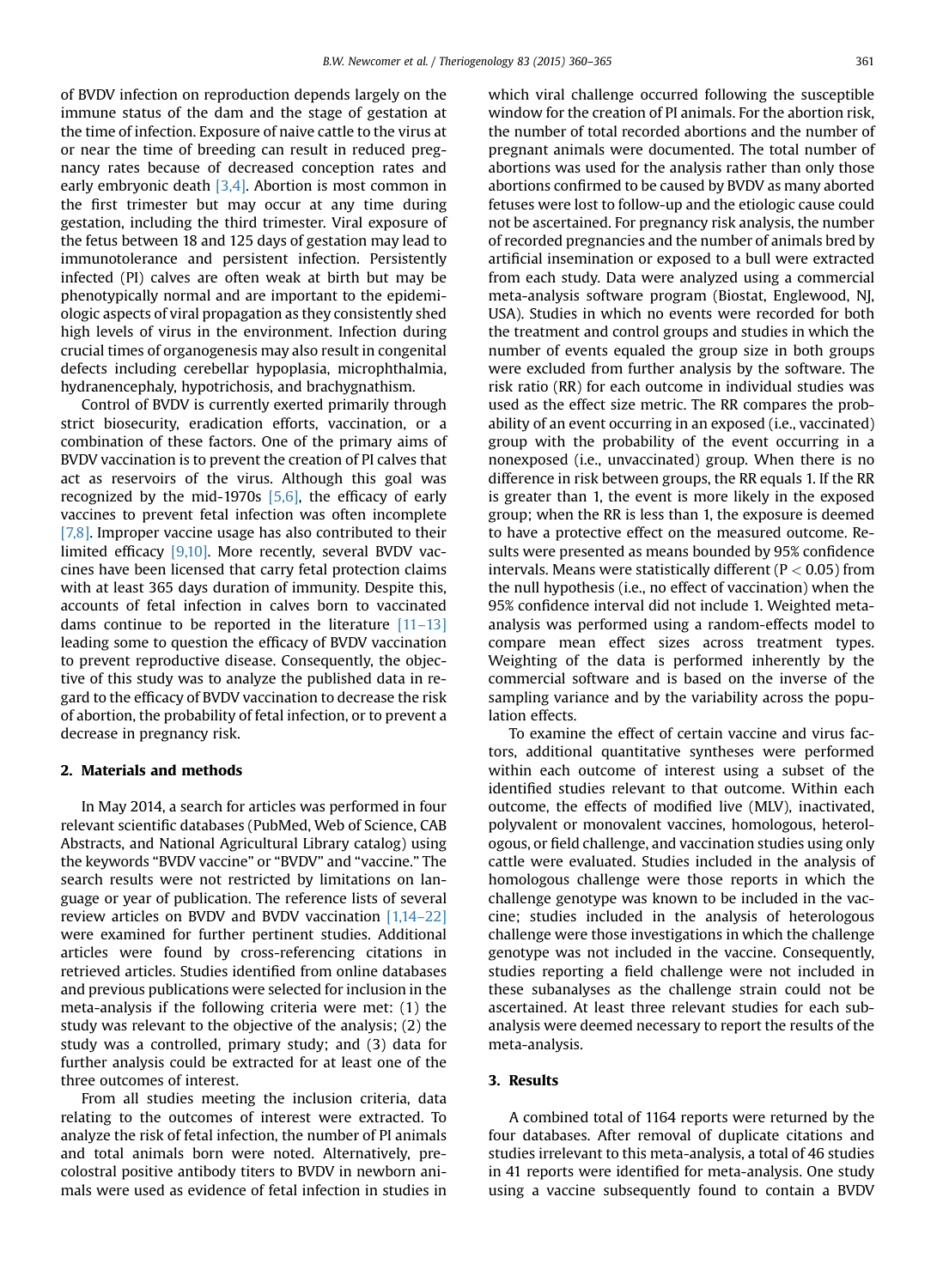of BVDV infection on reproduction depends largely on the immune status of the dam and the stage of gestation at the time of infection. Exposure of naive cattle to the virus at or near the time of breeding can result in reduced pregnancy rates because of decreased conception rates and early embryonic death [3,4]. Abortion is most common in the first trimester but may occur at any time during gestation, including the third trimester. Viral exposure of the fetus between 18 and 125 days of gestation may lead to immunotolerance and persistent infection. Persistently infected (PI) calves are often weak at birth but may be phenotypically normal and are important to the epidemiologic aspects of viral propagation as they consistently shed high levels of virus in the environment. Infection during crucial times of organogenesis may also result in congenital defects including cerebellar hypoplasia, microphthalmia, hydranencephaly, hypotrichosis, and brachygnathism.

Control of BVDV is currently exerted primarily through strict biosecurity, eradication efforts, vaccination, or a combination of these factors. One of the primary aims of BVDV vaccination is to prevent the creation of PI calves that act as reservoirs of the virus. Although this goal was recognized by the mid-1970s [5,6], the efficacy of early vaccines to prevent fetal infection was often incomplete [7,8]. Improper vaccine usage has also contributed to their limited efficacy [9,10]. More recently, several BVDV vaccines have been licensed that carry fetal protection claims with at least 365 days duration of immunity. Despite this, accounts of fetal infection in calves born to vaccinated dams continue to be reported in the literature [11–13] leading some to question the efficacy of BVDV vaccination to prevent reproductive disease. Consequently, the objective of this study was to analyze the published data in regard to the efficacy of BVDV vaccination to decrease the risk of abortion, the probability of fetal infection, or to prevent a decrease in pregnancy risk.

## 2. Materials and methods

In May 2014, a search for articles was performed in four relevant scientific databases (PubMed, Web of Science, CAB Abstracts, and National Agricultural Library catalog) using the keywords "BVDV vaccine" or "BVDV" and "vaccine." The search results were not restricted by limitations on language or year of publication. The reference lists of several review articles on BVDV and BVDV vaccination [1,14–22] were examined for further pertinent studies. Additional articles were found by cross-referencing citations in retrieved articles. Studies identified from online databases and previous publications were selected for inclusion in the meta-analysis if the following criteria were met: (1) the study was relevant to the objective of the analysis; (2) the study was a controlled, primary study; and (3) data for further analysis could be extracted for at least one of the three outcomes of interest.

From all studies meeting the inclusion criteria, data relating to the outcomes of interest were extracted. To analyze the risk of fetal infection, the number of PI animals and total animals born were noted. Alternatively, precolostral positive antibody titers to BVDV in newborn animals were used as evidence of fetal infection in studies in which viral challenge occurred following the susceptible window for the creation of PI animals. For the abortion risk, the number of total recorded abortions and the number of pregnant animals were documented. The total number of abortions was used for the analysis rather than only those abortions confirmed to be caused by BVDV as many aborted fetuses were lost to follow-up and the etiologic cause could not be ascertained. For pregnancy risk analysis, the number of recorded pregnancies and the number of animals bred by artificial insemination or exposed to a bull were extracted from each study. Data were analyzed using a commercial meta-analysis software program (Biostat, Englewood, NJ, USA). Studies in which no events were recorded for both the treatment and control groups and studies in which the number of events equaled the group size in both groups were excluded from further analysis by the software. The risk ratio (RR) for each outcome in individual studies was used as the effect size metric. The RR compares the probability of an event occurring in an exposed (i.e., vaccinated) group with the probability of the event occurring in a nonexposed (i.e., unvaccinated) group. When there is no difference in risk between groups, the RR equals 1. If the RR is greater than 1, the event is more likely in the exposed group; when the RR is less than 1, the exposure is deemed to have a protective effect on the measured outcome. Results were presented as means bounded by 95% confidence intervals. Means were statistically different ($P < 0.05$) from the null hypothesis (i.e., no effect of vaccination) when the 95% confidence interval did not include 1. Weighted meta-analysis was performed using a random-effects model to compare mean effect sizes across treatment types. Weighting of the data is performed inherently by the commercial software and is based on the inverse of the sampling variance and by the variability across the population effects.

To examine the effect of certain vaccine and virus factors, additional quantitative syntheses were performed within each outcome of interest using a subset of the identified studies relevant to that outcome. Within each outcome, the effects of modified live (MLV), inactivated, polyvalent or monovalent vaccines, homologous, heterologous, or field challenge, and vaccination studies using only cattle were evaluated. Studies included in the analysis of homologous challenge were those reports in which the challenge genotype was known to be included in the vaccine; studies included in the analysis of heterologous challenge were those investigations in which the challenge genotype was not included in the vaccine. Consequently, studies reporting a field challenge were not included in these subanalyses as the challenge strain could not be ascertained. At least three relevant studies for each subanalysis were deemed necessary to report the results of the meta-analysis.

## 3. Results

A combined total of 1164 reports were returned by the four databases. After removal of duplicate citations and studies irrelevant to this meta-analysis, a total of 46 studies in 41 reports were identified for meta-analysis. One study using a vaccine subsequently found to contain a BVDV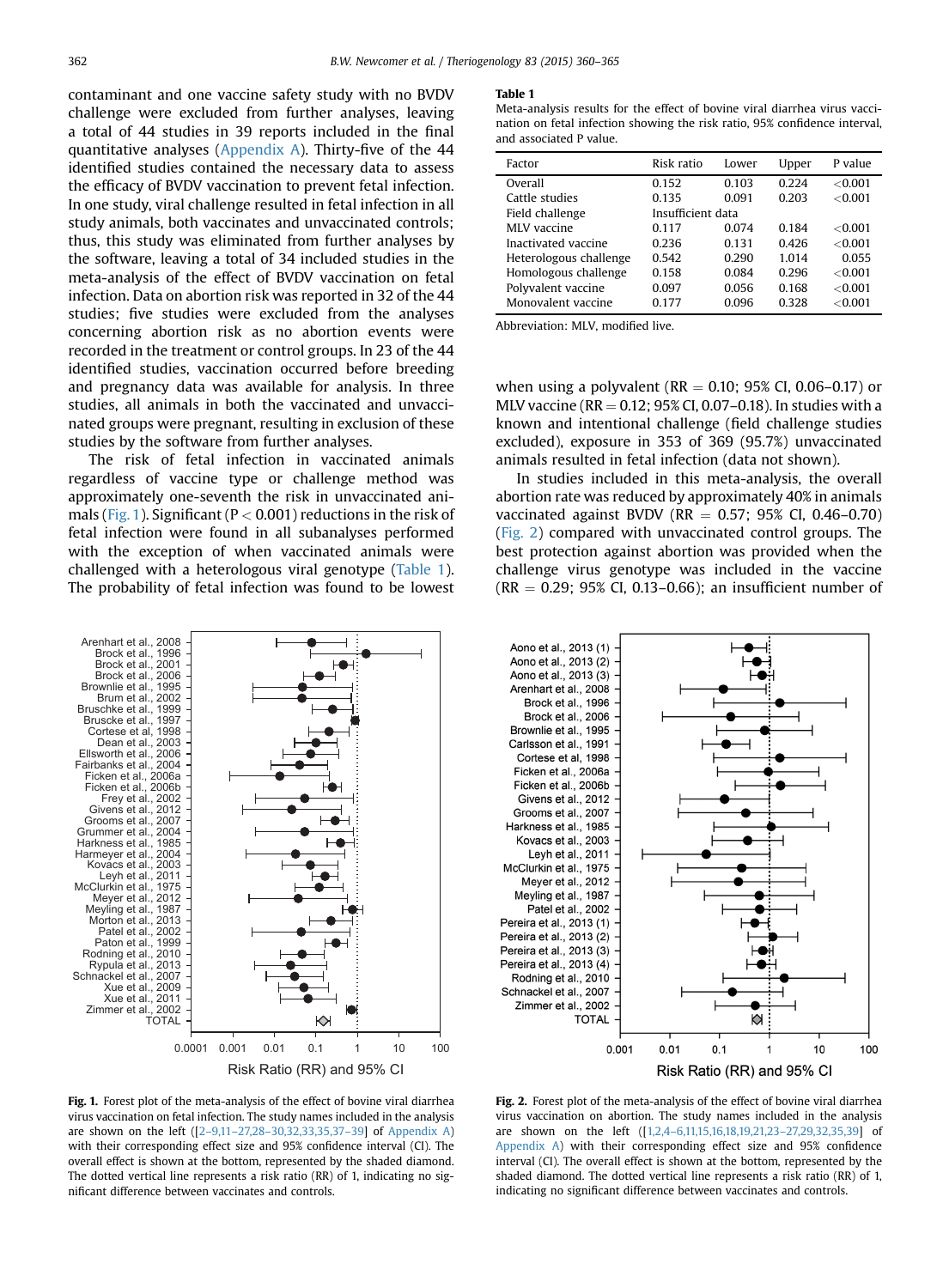contaminant and one vaccine safety study with no BVDV challenge were excluded from further analyses, leaving a total of 44 studies in 39 reports included in the final quantitative analyses (Appendix A). Thirty-five of the 44 identified studies contained the necessary data to assess the efficacy of BVDV vaccination to prevent fetal infection. In one study, viral challenge resulted in fetal infection in all study animals, both vaccinates and unvaccinated controls; thus, this study was eliminated from further analyses by the software, leaving a total of 34 included studies in the meta-analysis of the effect of BVDV vaccination on fetal infection. Data on abortion risk was reported in 32 of the 44 studies; five studies were excluded from the analyses concerning abortion risk as no abortion events were recorded in the treatment or control groups. In 23 of the 44 identified studies, vaccination occurred before breeding and pregnancy data was available for analysis. In three studies, all animals in both the vaccinated and unvaccinated groups were pregnant, resulting in exclusion of these studies by the software from further analyses.

The risk of fetal infection in vaccinated animals regardless of vaccine type or challenge method was approximately one-seventh the risk in unvaccinated animals (Fig. 1). Significant ($P < 0.001$) reductions in the risk of fetal infection were found in all subanalyses performed with the exception of when vaccinated animals were challenged with a heterologous viral genotype (Table 1). The probability of fetal infection was found to be lowest when using a polyvalent (RR = 0.10; 95% CI, 0.06–0.17) or MLV vaccine (RR = 0.12; 95% CI, 0.07–0.18). In studies with a known and intentional challenge (field challenge studies excluded), exposure in 353 of 369 (95.7%) unvaccinated animals resulted in fetal infection (data not shown).

In studies included in this meta-analysis, the overall abortion rate was reduced by approximately 40% in animals vaccinated against BVDV (RR = 0.57; 95% CI, 0.46–0.70) (Fig. 2) compared with unvaccinated control groups. The best protection against abortion was provided when the challenge virus genotype was included in the vaccine (RR = 0.29; 95% CI, 0.13–0.66); an insufficient number of

**Table 1**
Meta-analysis results for the effect of bovine viral diarrhea virus vaccination on fetal infection showing the risk ratio, 95% confidence interval, and associated P value.

| Factor | Risk ratio | Lower | Upper | P value |
|---|---|---|---|---|
| Overall | 0.152 | 0.103 | 0.224 | <0.001 |
| Cattle studies | 0.135 | 0.091 | 0.203 | <0.001 |
| Field challenge | Insufficient data | | | |
| MLV vaccine | 0.117 | 0.074 | 0.184 | <0.001 |
| Inactivated vaccine | 0.236 | 0.131 | 0.426 | <0.001 |
| Heterologous challenge | 0.542 | 0.290 | 1.014 | 0.055 |
| Homologous challenge | 0.158 | 0.084 | 0.296 | <0.001 |
| Polyvalent vaccine | 0.097 | 0.056 | 0.168 | <0.001 |
| Monovalent vaccine | 0.177 | 0.096 | 0.328 | <0.001 |

Abbreviation: MLV, modified live.

**Fig. 1.** Forest plot of the meta-analysis of the effect of bovine viral diarrhea virus vaccination on fetal infection. The study names included in the analysis are shown on the left ([2–9,11–27,28–30,32,33,35,37–39] of Appendix A) with their corresponding effect size and 95% confidence interval (CI). The overall effect is shown at the bottom, represented by the shaded diamond. The dotted vertical line represents a risk ratio (RR) of 1, indicating no significant difference between vaccinates and controls.

**Fig. 2.** Forest plot of the meta-analysis of the effect of bovine viral diarrhea virus vaccination on abortion. The study names included in the analysis are shown on the left ([1,2,4–6,11,15,16,18,19,21,23–27,29,32,35,39] of Appendix A) with their corresponding effect size and 95% confidence interval (CI). The overall effect is shown at the bottom, represented by the shaded diamond. The dotted vertical line represents a risk ratio (RR) of 1, indicating no significant difference between vaccinates and controls.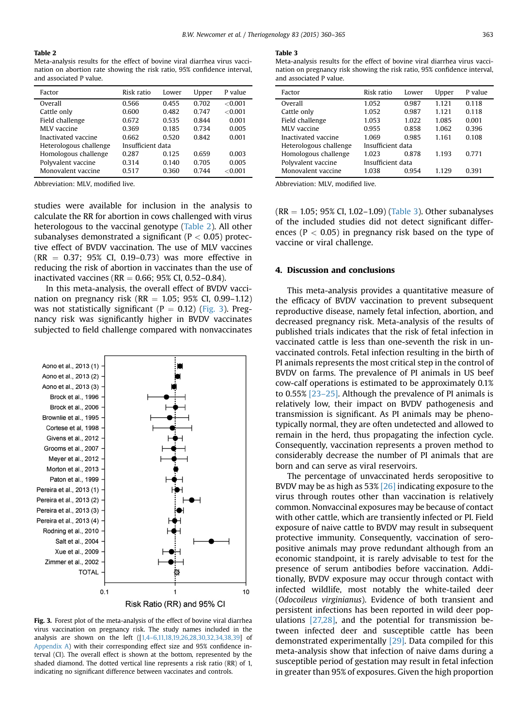**Table 2**
Meta-analysis results for the effect of bovine viral diarrhea virus vaccination on abortion rate showing the risk ratio, 95% confidence interval, and associated P value.

| Factor | Risk ratio | Lower | Upper | P value |
|---|---|---|---|---|
| Overall | 0.566 | 0.455 | 0.702 | <0.001 |
| Cattle only | 0.600 | 0.482 | 0.747 | <0.001 |
| Field challenge | 0.672 | 0.535 | 0.844 | 0.001 |
| MLV vaccine | 0.369 | 0.185 | 0.734 | 0.005 |
| Inactivated vaccine | 0.662 | 0.520 | 0.842 | 0.001 |
| Heterologous challenge | Insufficient data | | | |
| Homologous challenge | 0.287 | 0.125 | 0.659 | 0.003 |
| Polyvalent vaccine | 0.314 | 0.140 | 0.705 | 0.005 |
| Monovalent vaccine | 0.517 | 0.360 | 0.744 | <0.001 |

Abbreviation: MLV, modified live.

**Table 3**
Meta-analysis results for the effect of bovine viral diarrhea virus vaccination on pregnancy risk showing the risk ratio, 95% confidence interval, and associated P value.

| Factor | Risk ratio | Lower | Upper | P value |
|---|---|---|---|---|
| Overall | 1.052 | 0.987 | 1.121 | 0.118 |
| Cattle only | 1.052 | 0.987 | 1.121 | 0.118 |
| Field challenge | 1.053 | 1.022 | 1.085 | 0.001 |
| MLV vaccine | 0.955 | 0.858 | 1.062 | 0.396 |
| Inactivated vaccine | 1.069 | 0.985 | 1.161 | 0.108 |
| Heterologous challenge | Insufficient data | | | |
| Homologous challenge | 1.023 | 0.878 | 1.193 | 0.771 |
| Polyvalent vaccine | Insufficient data | | | |
| Monovalent vaccine | 1.038 | 0.954 | 1.129 | 0.391 |

Abbreviation: MLV, modified live.

studies were available for inclusion in the analysis to calculate the RR for abortion in cows challenged with virus heterologous to the vaccinal genotype (Table 2). All other subanalyses demonstrated a significant ($P < 0.05$) protective effect of BVDV vaccination. The use of MLV vaccines (RR = 0.37; 95% CI, 0.19–0.73) was more effective in reducing the risk of abortion in vaccinates than the use of inactivated vaccines (RR = 0.66; 95% CI, 0.52–0.84).

In this meta-analysis, the overall effect of BVDV vaccination on pregnancy risk (RR = 1.05; 95% CI, 0.99–1.12) was not statistically significant ($P = 0.12$) (Fig. 3). Pregnancy risk was significantly higher in BVDV vaccinates subjected to field challenge compared with nonvaccinates (RR = 1.05; 95% CI, 1.02–1.09) (Table 3). Other subanalyses of the included studies did not detect significant differences ($P < 0.05$) in pregnancy risk based on the type of vaccine or viral challenge.

**Fig. 3.** Forest plot of the meta-analysis of the effect of bovine viral diarrhea virus vaccination on pregnancy risk. The study names included in the analysis are shown on the left ([1,4–6,11,18,19,26,28,30,32,34,38,39] of Appendix A) with their corresponding effect size and 95% confidence interval (CI). The overall effect is shown at the bottom, represented by the shaded diamond. The dotted vertical line represents a risk ratio (RR) of 1, indicating no significant difference between vaccinates and controls.

## 4. Discussion and conclusions

This meta-analysis provides a quantitative measure of the efficacy of BVDV vaccination to prevent subsequent reproductive disease, namely fetal infection, abortion, and decreased pregnancy risk. Meta-analysis of the results of published trials indicates that the risk of fetal infection in vaccinated cattle is less than one-seventh the risk in unvaccinated controls. Fetal infection resulting in the birth of PI animals represents the most critical step in the control of BVDV on farms. The prevalence of PI animals in US beef cow-calf operations is estimated to be approximately 0.1% to 0.55% [23–25]. Although the prevalence of PI animals is relatively low, their impact on BVDV pathogenesis and transmission is significant. As PI animals may be phenotypically normal, they are often undetected and allowed to remain in the herd, thus propagating the infection cycle. Consequently, vaccination represents a proven method to considerably decrease the number of PI animals that are born and can serve as viral reservoirs.

The percentage of unvaccinated herds seropositive to BVDV may be as high as 53% [26] indicating exposure to the virus through routes other than vaccination is relatively common. Nonvaccinal exposures may be because of contact with other cattle, which are transiently infected or PI. Field exposure of naive cattle to BVDV may result in subsequent protective immunity. Consequently, vaccination of seropositive animals may prove redundant although from an economic standpoint, it is rarely advisable to test for the presence of serum antibodies before vaccination. Additionally, BVDV exposure may occur through contact with infected wildlife, most notably the white-tailed deer (*Odocoileus virginianus*). Evidence of both transient and persistent infections has been reported in wild deer populations [27,28], and the potential for transmission between infected deer and susceptible cattle has been demonstrated experimentally [29]. Data compiled for this meta-analysis show that infection of naive dams during a susceptible period of gestation may result in fetal infection in greater than 95% of exposures. Given the high proportion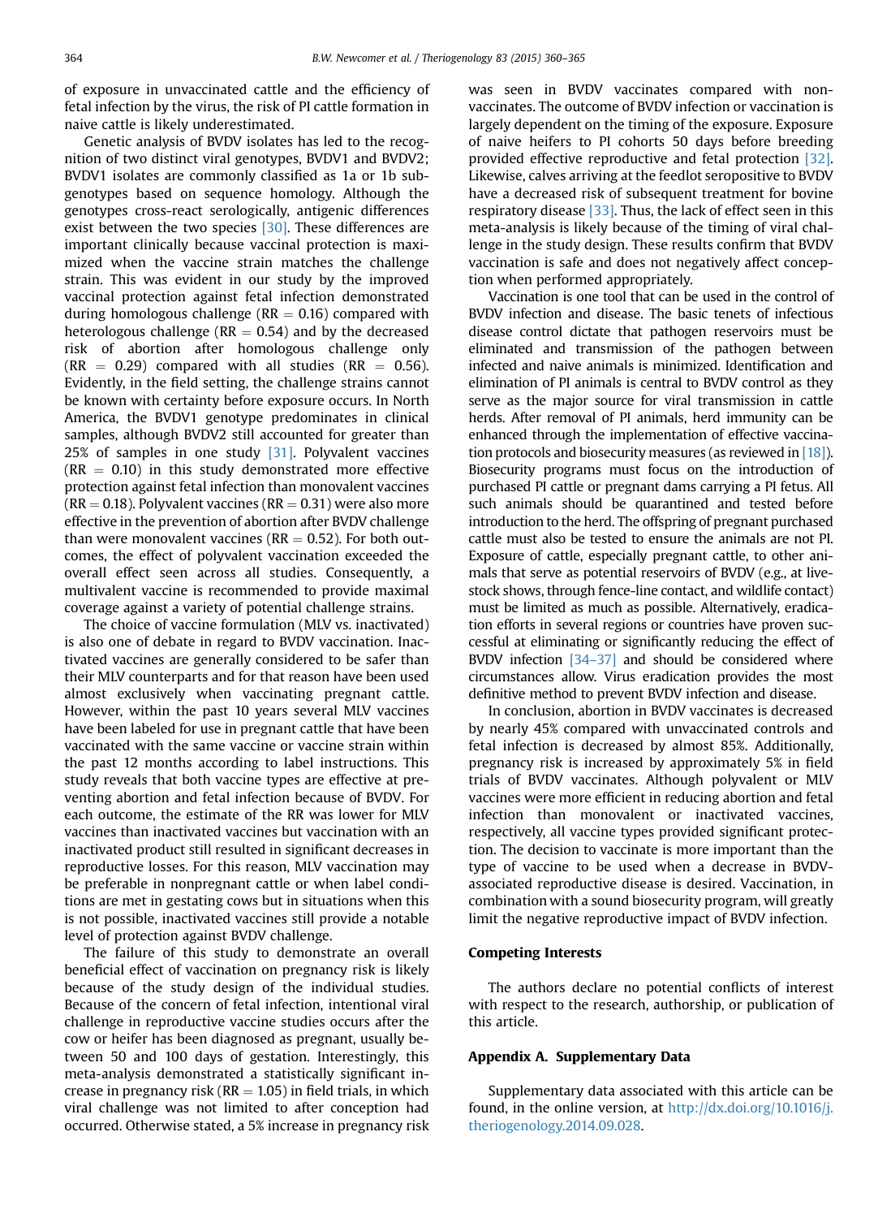of exposure in unvaccinated cattle and the efficiency of fetal infection by the virus, the risk of PI cattle formation in naive cattle is likely underestimated.

Genetic analysis of BVDV isolates has led to the recognition of two distinct viral genotypes, BVDV1 and BVDV2; BVDV1 isolates are commonly classified as 1a or 1b subgenotypes based on sequence homology. Although the genotypes cross-react serologically, antigenic differences exist between the two species [30]. These differences are important clinically because vaccinal protection is maximized when the vaccine strain matches the challenge strain. This was evident in our study by the improved vaccinal protection against fetal infection demonstrated during homologous challenge (RR = 0.16) compared with heterologous challenge (RR = 0.54) and by the decreased risk of abortion after homologous challenge only (RR = 0.29) compared with all studies (RR = 0.56). Evidently, in the field setting, the challenge strains cannot be known with certainty before exposure occurs. In North America, the BVDV1 genotype predominates in clinical samples, although BVDV2 still accounted for greater than 25% of samples in one study [31]. Polyvalent vaccines (RR = 0.10) in this study demonstrated more effective protection against fetal infection than monovalent vaccines (RR = 0.18). Polyvalent vaccines (RR = 0.31) were also more effective in the prevention of abortion after BVDV challenge than were monovalent vaccines (RR = 0.52). For both outcomes, the effect of polyvalent vaccination exceeded the overall effect seen across all studies. Consequently, a multivalent vaccine is recommended to provide maximal coverage against a variety of potential challenge strains.

The choice of vaccine formulation (MLV vs. inactivated) is also one of debate in regard to BVDV vaccination. Inactivated vaccines are generally considered to be safer than their MLV counterparts and for that reason have been used almost exclusively when vaccinating pregnant cattle. However, within the past 10 years several MLV vaccines have been labeled for use in pregnant cattle that have been vaccinated with the same vaccine or vaccine strain within the past 12 months according to label instructions. This study reveals that both vaccine types are effective at preventing abortion and fetal infection because of BVDV. For each outcome, the estimate of the RR was lower for MLV vaccines than inactivated vaccines but vaccination with an inactivated product still resulted in significant decreases in reproductive losses. For this reason, MLV vaccination may be preferable in nonpregnant cattle or when label conditions are met in gestating cows but in situations when this is not possible, inactivated vaccines still provide a notable level of protection against BVDV challenge.

The failure of this study to demonstrate an overall beneficial effect of vaccination on pregnancy risk is likely because of the study design of the individual studies. Because of the concern of fetal infection, intentional viral challenge in reproductive vaccine studies occurs after the cow or heifer has been diagnosed as pregnant, usually between 50 and 100 days of gestation. Interestingly, this meta-analysis demonstrated a statistically significant increase in pregnancy risk (RR = 1.05) in field trials, in which viral challenge was not limited to after conception had occurred. Otherwise stated, a 5% increase in pregnancy risk was seen in BVDV vaccinates compared with nonvaccinates. The outcome of BVDV infection or vaccination is largely dependent on the timing of the exposure. Exposure of naive heifers to PI cohorts 50 days before breeding provided effective reproductive and fetal protection [32]. Likewise, calves arriving at the feedlot seropositive to BVDV have a decreased risk of subsequent treatment for bovine respiratory disease [33]. Thus, the lack of effect seen in this meta-analysis is likely because of the timing of viral challenge in the study design. These results confirm that BVDV vaccination is safe and does not negatively affect conception when performed appropriately.

Vaccination is one tool that can be used in the control of BVDV infection and disease. The basic tenets of infectious disease control dictate that pathogen reservoirs must be eliminated and transmission of the pathogen between infected and naive animals is minimized. Identification and elimination of PI animals is central to BVDV control as they serve as the major source for viral transmission in cattle herds. After removal of PI animals, herd immunity can be enhanced through the implementation of effective vaccination protocols and biosecurity measures (as reviewed in [18]). Biosecurity programs must focus on the introduction of purchased PI cattle or pregnant dams carrying a PI fetus. All such animals should be quarantined and tested before introduction to the herd. The offspring of pregnant purchased cattle must also be tested to ensure the animals are not PI. Exposure of cattle, especially pregnant cattle, to other animals that serve as potential reservoirs of BVDV (e.g., at livestock shows, through fence-line contact, and wildlife contact) must be limited as much as possible. Alternatively, eradication efforts in several regions or countries have proven successful at eliminating or significantly reducing the effect of BVDV infection [34–37] and should be considered where circumstances allow. Virus eradication provides the most definitive method to prevent BVDV infection and disease.

In conclusion, abortion in BVDV vaccinates is decreased by nearly 45% compared with unvaccinated controls and fetal infection is decreased by almost 85%. Additionally, pregnancy risk is increased by approximately 5% in field trials of BVDV vaccinates. Although polyvalent or MLV vaccines were more efficient in reducing abortion and fetal infection than monovalent or inactivated vaccines, respectively, all vaccine types provided significant protection. The decision to vaccinate is more important than the type of vaccine to be used when a decrease in BVDV-associated reproductive disease is desired. Vaccination, in combination with a sound biosecurity program, will greatly limit the negative reproductive impact of BVDV infection.

## Competing Interests

The authors declare no potential conflicts of interest with respect to the research, authorship, or publication of this article.

## Appendix A. Supplementary Data

Supplementary data associated with this article can be found, in the online version, at http://dx.doi.org/10.1016/j.theriogenology.2014.09.028.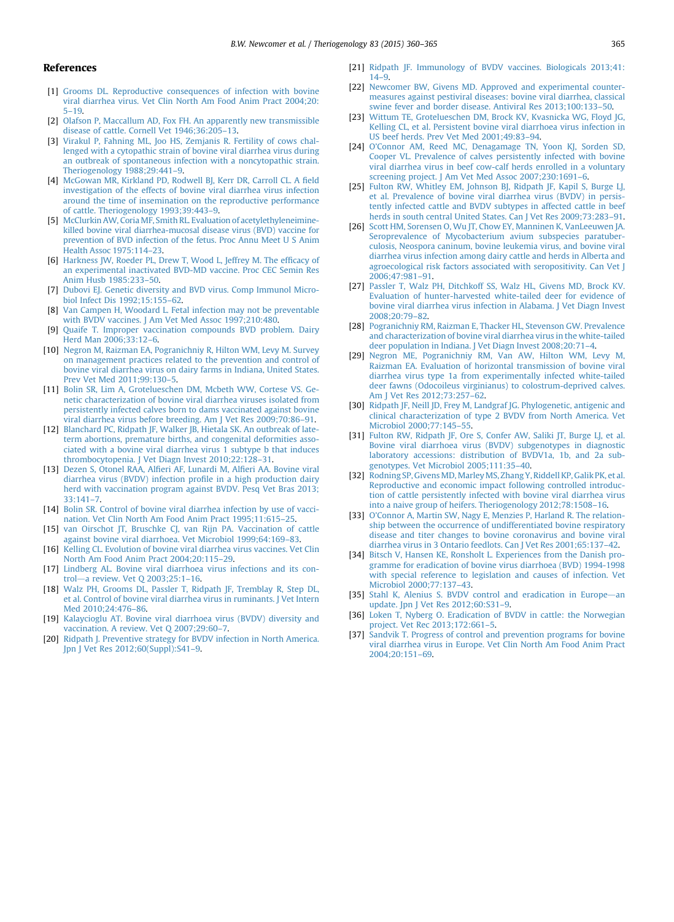## References

[1] Grooms DL. Reproductive consequences of infection with bovine viral diarrhea virus. Vet Clin North Am Food Anim Pract 2004;20:5–19.

[2] Olafson P, Maccallum AD, Fox FH. An apparently new transmissible disease of cattle. Cornell Vet 1946;36:205–13.

[3] Virakul P, Fahning ML, Joo HS, Zemjanis R. Fertility of cows challenged with a cytopathic strain of bovine viral diarrhea virus during an outbreak of spontaneous infection with a noncytopathic strain. Theriogenology 1988;29:441–9.

[4] McGowan MR, Kirkland PD, Rodwell BJ, Kerr DR, Carroll CL. A field investigation of the effects of bovine viral diarrhea virus infection around the time of insemination on the reproductive performance of cattle. Theriogenology 1993;39:443–9.

[5] McClurkin AW, Coria MF, Smith RL. Evaluation of acetylethyleneimine-killed bovine viral diarrhea-mucosal disease virus (BVD) vaccine for prevention of BVD infection of the fetus. Proc Annu Meet U S Anim Health Assoc 1975:114–23.

[6] Harkness JW, Roeder PL, Drew T, Wood L, Jeffrey M. The efficacy of an experimental inactivated BVD-MD vaccine. Proc CEC Semin Res Anim Husb 1985:233–50.

[7] Dubovi EJ. Genetic diversity and BVD virus. Comp Immunol Microbiol Infect Dis 1992;15:155–62.

[8] Van Campen H, Woodard L. Fetal infection may not be preventable with BVDV vaccines. J Am Vet Med Assoc 1997;210:480.

[9] Quaife T. Improper vaccination compounds BVD problem. Dairy Herd Man 2006;33:12–6.

[10] Negron M, Raizman EA, Pogranichniy R, Hilton WM, Levy M. Survey on management practices related to the prevention and control of bovine viral diarrhea virus on dairy farms in Indiana, United States. Prev Vet Med 2011;99:130–5.

[11] Bolin SR, Lim A, Grotelueschen DM, Mcbeth WW, Cortese VS. Genetic characterization of bovine viral diarrhea viruses isolated from persistently infected calves born to dams vaccinated against bovine viral diarrhea virus before breeding. Am J Vet Res 2009;70:86–91.

[12] Blanchard PC, Ridpath JF, Walker JB, Hietala SK. An outbreak of late-term abortions, premature births, and congenital deformities associated with a bovine viral diarrhea virus 1 subtype b that induces thrombocytopenia. J Vet Diagn Invest 2010;22:128–31.

[13] Dezen S, Otonel RAA, Alfieri AF, Lunardi M, Alfieri AA. Bovine viral diarrhea virus (BVDV) infection profile in a high production dairy herd with vaccination program against BVDV. Pesq Vet Bras 2013;33:141–7.

[14] Bolin SR. Control of bovine viral diarrhea infection by use of vaccination. Vet Clin North Am Food Anim Pract 1995;11:615–25.

[15] van Oirschot JT, Bruschke CJ, van Rijn PA. Vaccination of cattle against bovine viral diarrhoea. Vet Microbiol 1999;64:169–83.

[16] Kelling CL. Evolution of bovine viral diarrhea virus vaccines. Vet Clin North Am Food Anim Pract 2004;20:115–29.

[17] Lindberg AL. Bovine viral diarrhoea virus infections and its control—a review. Vet Q 2003;25:1–16.

[18] Walz PH, Grooms DL, Passler T, Ridpath JF, Tremblay R, Step DL, et al. Control of bovine viral diarrhea virus in ruminants. J Vet Intern Med 2010;24:476–86.

[19] Kalaycioglu AT. Bovine viral diarrhoea virus (BVDV) diversity and vaccination. A review. Vet Q 2007;29:60–7.

[20] Ridpath J. Preventive strategy for BVDV infection in North America. Jpn J Vet Res 2012;60(Suppl):S41–9.

[21] Ridpath JF. Immunology of BVDV vaccines. Biologicals 2013;41:14–9.

[22] Newcomer BW, Givens MD. Approved and experimental countermeasures against pestiviral diseases: bovine viral diarrhea, classical swine fever and border disease. Antiviral Res 2013;100:133–50.

[23] Wittum TE, Grotelueschen DM, Brock KV, Kvasnicka WG, Floyd JG, Kelling CL, et al. Persistent bovine viral diarrhoea virus infection in US beef herds. Prev Vet Med 2001;49:83–94.

[24] O'Connor AM, Reed MC, Denagamage TN, Yoon KJ, Sorden SD, Cooper VL. Prevalence of calves persistently infected with bovine viral diarrhea virus in beef cow-calf herds enrolled in a voluntary screening project. J Am Vet Med Assoc 2007;230:1691–6.

[25] Fulton RW, Whitley EM, Johnson BJ, Ridpath JF, Kapil S, Burge LJ, et al. Prevalence of bovine viral diarrhea virus (BVDV) in persistently infected cattle and BVDV subtypes in affected cattle in beef herds in south central United States. Can J Vet Res 2009;73:283–91.

[26] Scott HM, Sorensen O, Wu JT, Chow EY, Manninen K, VanLeeuwen JA. Seroprevalence of Mycobacterium avium subspecies paratuberculosis, Neospora caninum, bovine leukemia virus, and bovine viral diarrhea virus infection among dairy cattle and herds in Alberta and agroecological risk factors associated with seropositivity. Can Vet J 2006;47:981–91.

[27] Passler T, Walz PH, Ditchkoff SS, Walz HL, Givens MD, Brock KV. Evaluation of hunter-harvested white-tailed deer for evidence of bovine viral diarrhea virus infection in Alabama. J Vet Diagn Invest 2008;20:79–82.

[28] Pogranichniy RM, Raizman E, Thacker HL, Stevenson GW. Prevalence and characterization of bovine viral diarrhea virus in the white-tailed deer population in Indiana. J Vet Diagn Invest 2008;20:71–4.

[29] Negron ME, Pogranichniy RM, Van AW, Hilton WM, Levy M, Raizman EA. Evaluation of horizontal transmission of bovine viral diarrhea virus type 1a from experimentally infected white-tailed deer fawns (Odocoileus virginianus) to colostrum-deprived calves. Am J Vet Res 2012;73:257–62.

[30] Ridpath JF, Neill JD, Frey M, Landgraf JG. Phylogenetic, antigenic and clinical characterization of type 2 BVDV from North America. Vet Microbiol 2000;77:145–55.

[31] Fulton RW, Ridpath JF, Ore S, Confer AW, Saliki JT, Burge LJ, et al. Bovine viral diarrhoea virus (BVDV) subgenotypes in diagnostic laboratory accessions: distribution of BVDV1a, 1b, and 2a subgenotypes. Vet Microbiol 2005;111:35–40.

[32] Rodning SP, Givens MD, Marley MS, Zhang Y, Riddell KP, Galik PK, et al. Reproductive and economic impact following controlled introduction of cattle persistently infected with bovine viral diarrhea virus into a naive group of heifers. Theriogenology 2012;78:1508–16.

[33] O'Connor A, Martin SW, Nagy E, Menzies P, Harland R. The relationship between the occurrence of undifferentiated bovine respiratory disease and titer changes to bovine coronavirus and bovine viral diarrhea virus in 3 Ontario feedlots. Can J Vet Res 2001;65:137–42.

[34] Bitsch V, Hansen KE, Ronsholt L. Experiences from the Danish programme for eradication of bovine virus diarrhoea (BVD) 1994-1998 with special reference to legislation and causes of infection. Vet Microbiol 2000;77:137–43.

[35] Stahl K, Alenius S. BVDV control and eradication in Europe—an update. Jpn J Vet Res 2012;60:S31–9.

[36] Loken T, Nyberg O. Eradication of BVDV in cattle: the Norwegian project. Vet Rec 2013;172:661–5.

[37] Sandvik T. Progress of control and prevention programs for bovine viral diarrhea virus in Europe. Vet Clin North Am Food Anim Pract 2004;20:151–69.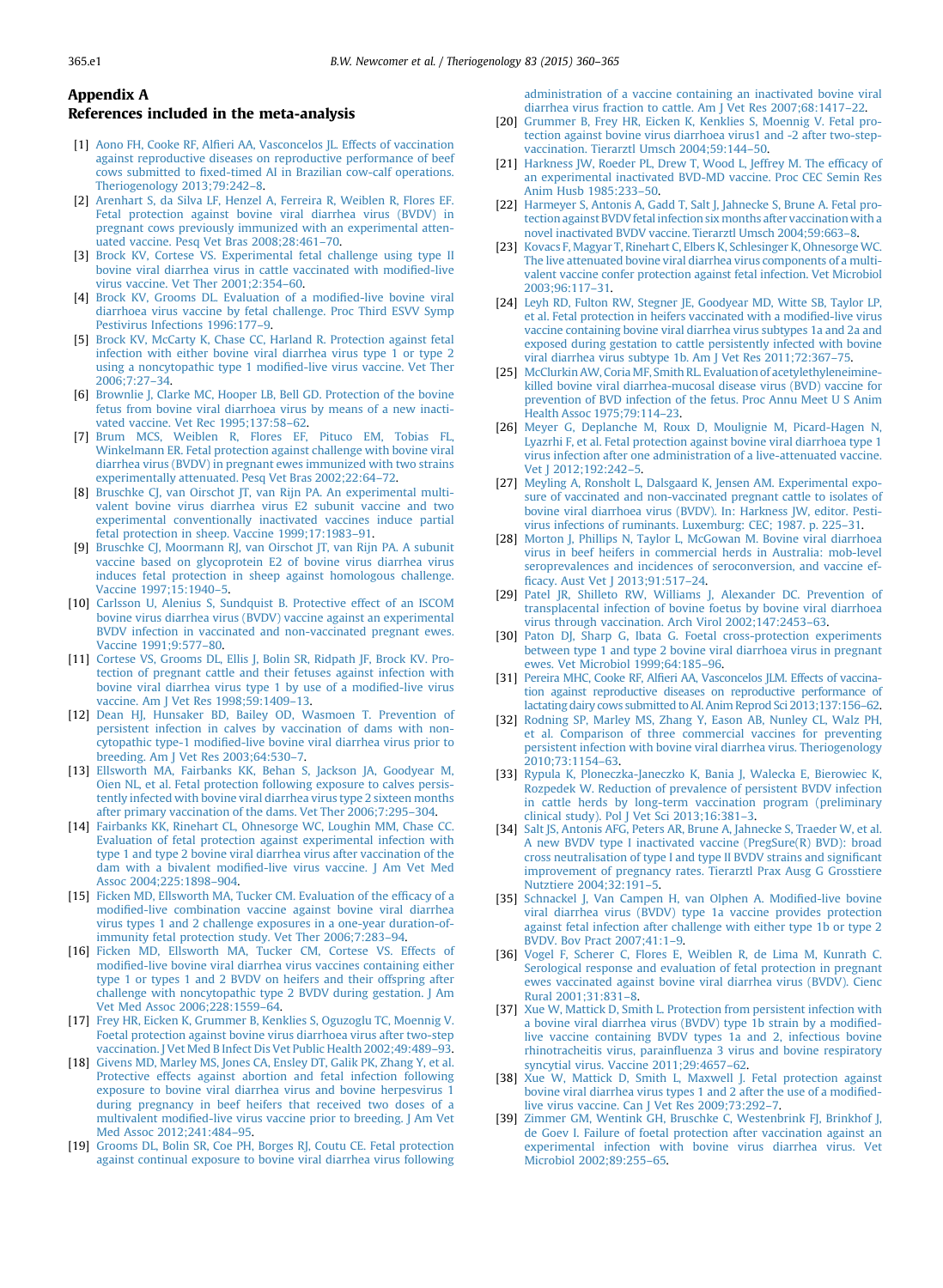## Appendix A
## References included in the meta-analysis

[1] Aono FH, Cooke RF, Alfieri AA, Vasconcelos JL. Effects of vaccination against reproductive diseases on reproductive performance of beef cows submitted to fixed-timed AI in Brazilian cow-calf operations. Theriogenology 2013;79:242–8.

[2] Arenhart S, da Silva LF, Henzel A, Ferreira R, Weiblen R, Flores EF. Fetal protection against bovine viral diarrhea virus (BVDV) in pregnant cows previously immunized with an experimental attenuated vaccine. Pesq Vet Bras 2008;28:461–70.

[3] Brock KV, Cortese VS. Experimental fetal challenge using type II bovine viral diarrhea virus in cattle vaccinated with modified-live virus vaccine. Vet Ther 2001;2:354–60.

[4] Brock KV, Grooms DL. Evaluation of a modified-live bovine viral diarrhoea virus vaccine by fetal challenge. Proc Third ESVV Symp Pestivirus Infections 1996:177–9.

[5] Brock KV, McCarty K, Chase CC, Harland R. Protection against fetal infection with either bovine viral diarrhea virus type 1 or type 2 using a noncytopathic type 1 modified-live virus vaccine. Vet Ther 2006;7:27–34.

[6] Brownlie J, Clarke MC, Hooper LB, Bell GD. Protection of the bovine fetus from bovine viral diarrhoea virus by means of a new inactivated vaccine. Vet Rec 1995;137:58–62.

[7] Brum MCS, Weiblen R, Flores EF, Pituco EM, Tobias FL, Winkelmann ER. Fetal protection against challenge with bovine viral diarrhea virus (BVDV) in pregnant ewes immunized with two strains experimentally attenuated. Pesq Vet Bras 2002;22:64–72.

[8] Bruschke CJ, van Oirschot JT, van Rijn PA. An experimental multivalent bovine virus diarrhea virus E2 subunit vaccine and two experimental conventionally inactivated vaccines induce partial fetal protection in sheep. Vaccine 1999;17:1983–91.

[9] Bruschke CJ, Moormann RJ, van Oirschot JT, van Rijn PA. A subunit vaccine based on glycoprotein E2 of bovine virus diarrhea virus induces fetal protection in sheep against homologous challenge. Vaccine 1997;15:1940–5.

[10] Carlsson U, Alenius S, Sundquist B. Protective effect of an ISCOM bovine virus diarrhea virus (BVDV) vaccine against an experimental BVDV infection in vaccinated and non-vaccinated pregnant ewes. Vaccine 1991;9:577–80.

[11] Cortese VS, Grooms DL, Ellis J, Bolin SR, Ridpath JF, Brock KV. Protection of pregnant cattle and their fetuses against infection with bovine viral diarrhea virus type 1 by use of a modified-live virus vaccine. Am J Vet Res 1998;59:1409–13.

[12] Dean HJ, Hunsaker BD, Bailey OD, Wasmoen T. Prevention of persistent infection in calves by vaccination of dams with noncytopathic type-1 modified-live bovine viral diarrhea virus prior to breeding. Am J Vet Res 2003;64:530–7.

[13] Ellsworth MA, Fairbanks KK, Behan S, Jackson JA, Goodyear M, Oien NL, et al. Fetal protection following exposure to calves persistently infected with bovine viral diarrhea virus type 2 sixteen months after primary vaccination of the dams. Vet Ther 2006;7:295–304.

[14] Fairbanks KK, Rinehart CL, Ohnesorge WC, Loughin MM, Chase CC. Evaluation of fetal protection against experimental infection with type 1 and type 2 bovine viral diarrhea virus after vaccination of the dam with a bivalent modified-live virus vaccine. J Am Vet Med Assoc 2004;225:1898–904.

[15] Ficken MD, Ellsworth MA, Tucker CM. Evaluation of the efficacy of a modified-live combination vaccine against bovine viral diarrhea virus types 1 and 2 challenge exposures in a one-year duration-of-immunity fetal protection study. Vet Ther 2006;7:283–94.

[16] Ficken MD, Ellsworth MA, Tucker CM, Cortese VS. Effects of modified-live bovine viral diarrhea virus vaccines containing either type 1 or types 1 and 2 BVDV on heifers and their offspring after challenge with noncytopathic type 2 BVDV during gestation. J Am Vet Med Assoc 2006;228:1559–64.

[17] Frey HR, Eicken K, Grummer B, Kenklies S, Oguzoglu TC, Moennig V. Foetal protection against bovine virus diarrhoea virus after two-step vaccination. J Vet Med B Infect Dis Vet Public Health 2002;49:489–93.

[18] Givens MD, Marley MS, Jones CA, Ensley DT, Galik PK, Zhang Y, et al. Protective effects against abortion and fetal infection following exposure to bovine viral diarrhea virus and bovine herpesvirus 1 during pregnancy in beef heifers that received two doses of a multivalent modified-live virus vaccine prior to breeding. J Am Vet Med Assoc 2012;241:484–95.

[19] Grooms DL, Bolin SR, Coe PH, Borges RJ, Coutu CE. Fetal protection against continual exposure to bovine viral diarrhea virus following administration of a vaccine containing an inactivated bovine viral diarrhea virus fraction to cattle. Am J Vet Res 2007;68:1417–22.

[20] Grummer B, Frey HR, Eicken K, Kenklies S, Moennig V. Fetal protection against bovine virus diarrhoea virus1 and -2 after two-step-vaccination. Tierarztl Umsch 2004;59:144–50.

[21] Harkness JW, Roeder PL, Drew T, Wood L, Jeffrey M. The efficacy of an experimental inactivated BVD-MD vaccine. Proc CEC Semin Res Anim Husb 1985:233–50.

[22] Harmeyer S, Antonis A, Gadd T, Salt J, Jahnecke S, Brune A. Fetal protection against BVDV fetal infection six months after vaccination with a novel inactivated BVDV vaccine. Tierarztl Umsch 2004;59:663–8.

[23] Kovacs F, Magyar T, Rinehart C, Elbers K, Schlesinger K, Ohnesorge WC. The live attenuated bovine viral diarrhea virus components of a multivalent vaccine confer protection against fetal infection. Vet Microbiol 2003;96:117–31.

[24] Leyh RD, Fulton RW, Stegner JE, Goodyear MD, Witte SB, Taylor LP, et al. Fetal protection in heifers vaccinated with a modified-live virus vaccine containing bovine viral diarrhea virus subtypes 1a and 2a and exposed during gestation to cattle persistently infected with bovine viral diarrhea virus subtype 1b. Am J Vet Res 2011;72:367–75.

[25] McClurkin AW, Coria MF, Smith RL. Evaluation of acetylethyleneimine-killed bovine viral diarrhea-mucosal disease virus (BVD) vaccine for prevention of BVD infection of the fetus. Proc Annu Meet U S Anim Health Assoc 1975;79:114–23.

[26] Meyer G, Deplanche M, Roux D, Moulignie M, Picard-Hagen N, Lyazrhi F, et al. Fetal protection against bovine viral diarrhoea type 1 virus infection after one administration of a live-attenuated vaccine. Vet J 2012;192:242–5.

[27] Meyling A, Ronsholt L, Dalsgaard K, Jensen AM. Experimental exposure of vaccinated and non-vaccinated pregnant cattle to isolates of bovine viral diarrhoea virus (BVDV). In: Harkness JW, editor. Pestivirus infections of ruminants. Luxemburg: CEC; 1987. p. 225–31.

[28] Morton J, Phillips N, Taylor L, McGowan M. Bovine viral diarrhoea virus in beef heifers in commercial herds in Australia: mob-level seroprevalences and incidences of seroconversion, and vaccine efficacy. Aust Vet J 2013;91:517–24.

[29] Patel JR, Shilleto RW, Williams J, Alexander DC. Prevention of transplacental infection of bovine foetus by bovine viral diarrhoea virus through vaccination. Arch Virol 2002;147:2453–63.

[30] Paton DJ, Sharp G, Ibata G. Foetal cross-protection experiments between type 1 and type 2 bovine viral diarrhoea virus in pregnant ewes. Vet Microbiol 1999;64:185–96.

[31] Pereira MHC, Cooke RF, Alfieri AA, Vasconcelos JLM. Effects of vaccination against reproductive diseases on reproductive performance of lactating dairy cows submitted to AI. Anim Reprod Sci 2013;137:156–62.

[32] Rodning SP, Marley MS, Zhang Y, Eason AB, Nunley CL, Walz PH, et al. Comparison of three commercial vaccines for preventing persistent infection with bovine viral diarrhea virus. Theriogenology 2010;73:1154–63.

[33] Rypula K, Ploneczka-Janeczko K, Bania J, Walecka E, Bierowiec K, Rozpedek W. Reduction of prevalence of persistent BVDV infection in cattle herds by long-term vaccination program (preliminary clinical study). Pol J Vet Sci 2013;16:381–3.

[34] Salt JS, Antonis AFG, Peters AR, Brune A, Jahnecke S, Traeder W, et al. A new BVDV type I inactivated vaccine (PregSure(R) BVD): broad cross neutralisation of type I and type II BVDV strains and significant improvement of pregnancy rates. Tierarztl Prax Ausg G Grosstiere Nutztiere 2004;32:191–5.

[35] Schnackel J, Van Campen H, van Olphen A. Modified-live bovine viral diarrhea virus (BVDV) type 1a vaccine provides protection against fetal infection after challenge with either type 1b or type 2 BVDV. Bov Pract 2007;41:1–9.

[36] Vogel F, Scherer C, Flores E, Weiblen R, de Lima M, Kunrath C. Serological response and evaluation of fetal protection in pregnant ewes vaccinated against bovine viral diarrhea virus (BVDV). Cienc Rural 2001;31:831–8.

[37] Xue W, Mattick D, Smith L. Protection from persistent infection with a bovine viral diarrhea virus (BVDV) type 1b strain by a modified-live vaccine containing BVDV types 1a and 2, infectious bovine rhinotracheitis virus, parainfluenza 3 virus and bovine respiratory syncytial virus. Vaccine 2011;29:4657–62.

[38] Xue W, Mattick D, Smith L, Maxwell J. Fetal protection against bovine viral diarrhea virus types 1 and 2 after the use of a modified-live virus vaccine. Can J Vet Res 2009;73:292–7.

[39] Zimmer GM, Wentink GH, Bruschke C, Westenbrink FJ, Brinkhof J, de Goev I. Failure of foetal protection after vaccination against an experimental infection with bovine virus diarrhea virus. Vet Microbiol 2002;89:255–65.